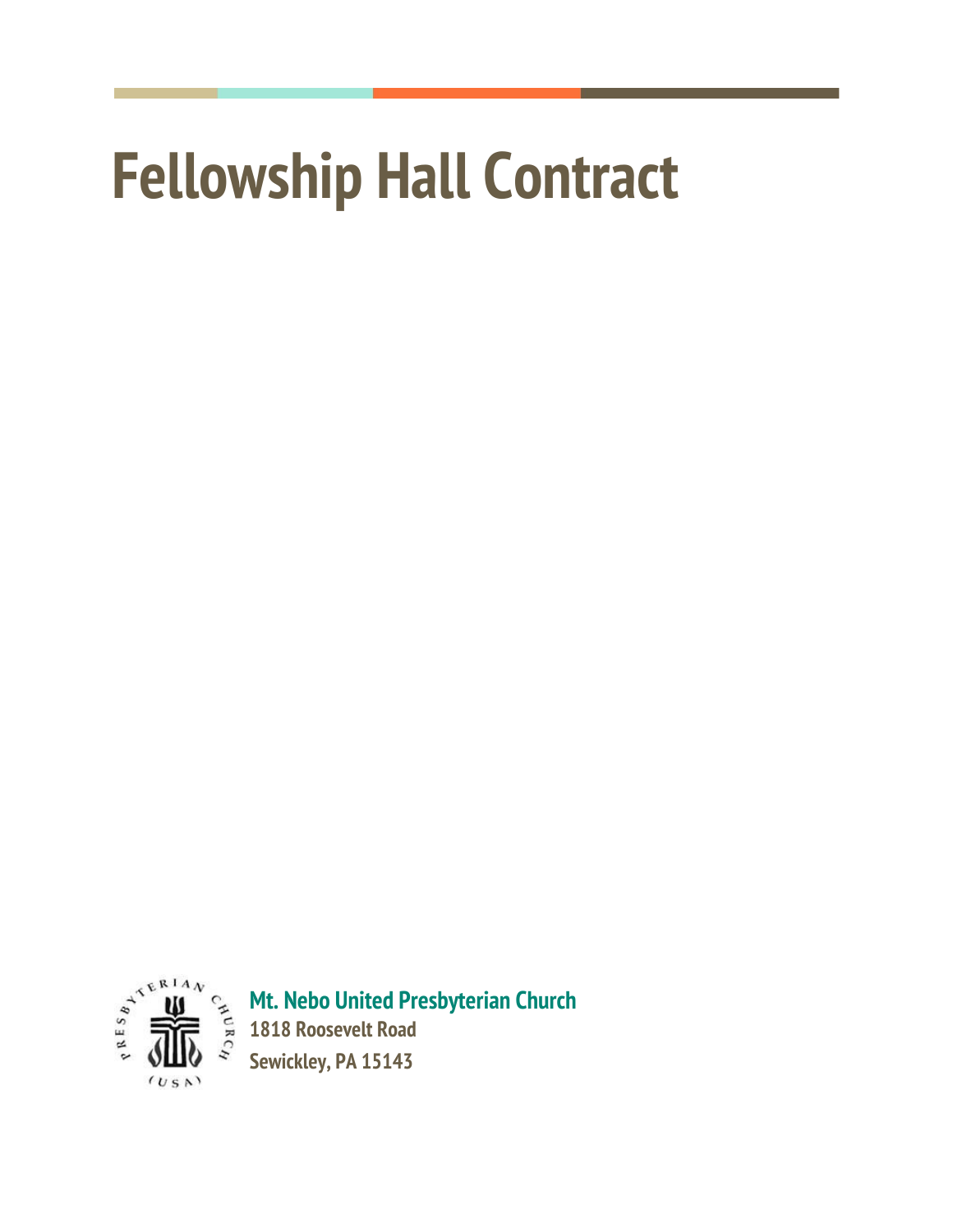# Fellowship Hall Contract

**Mt. Nebo United Presbyterian Church**
**1818 Roosevelt Road**
**Sewickley, PA 15143**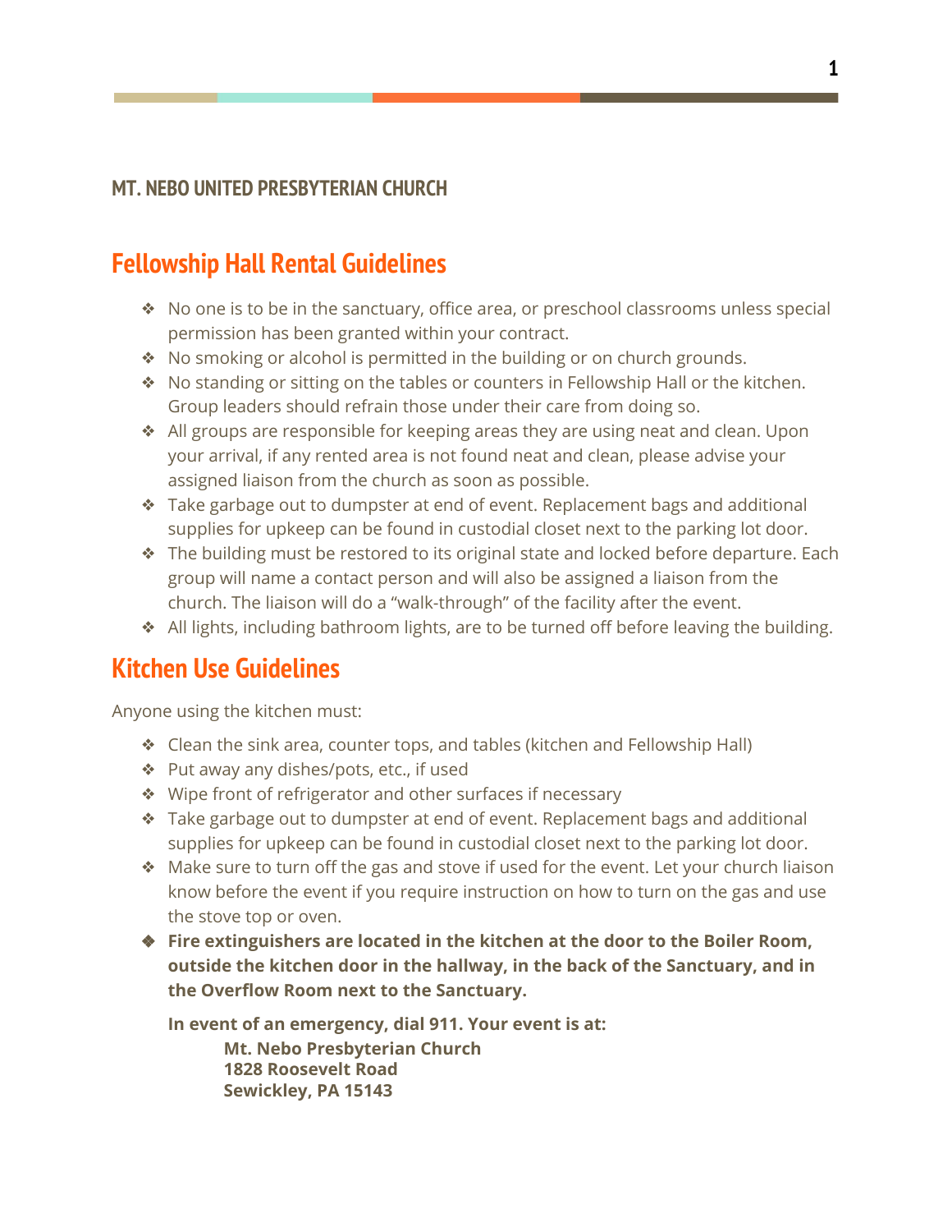**MT. NEBO UNITED PRESBYTERIAN CHURCH**

## Fellowship Hall Rental Guidelines

- No one is to be in the sanctuary, office area, or preschool classrooms unless special permission has been granted within your contract.
- No smoking or alcohol is permitted in the building or on church grounds.
- No standing or sitting on the tables or counters in Fellowship Hall or the kitchen. Group leaders should refrain those under their care from doing so.
- All groups are responsible for keeping areas they are using neat and clean. Upon your arrival, if any rented area is not found neat and clean, please advise your assigned liaison from the church as soon as possible.
- Take garbage out to dumpster at end of event. Replacement bags and additional supplies for upkeep can be found in custodial closet next to the parking lot door.
- The building must be restored to its original state and locked before departure. Each group will name a contact person and will also be assigned a liaison from the church. The liaison will do a "walk-through" of the facility after the event.
- All lights, including bathroom lights, are to be turned off before leaving the building.

## Kitchen Use Guidelines

Anyone using the kitchen must:

- Clean the sink area, counter tops, and tables (kitchen and Fellowship Hall)
- Put away any dishes/pots, etc., if used
- Wipe front of refrigerator and other surfaces if necessary
- Take garbage out to dumpster at end of event. Replacement bags and additional supplies for upkeep can be found in custodial closet next to the parking lot door.
- Make sure to turn off the gas and stove if used for the event. Let your church liaison know before the event if you require instruction on how to turn on the gas and use the stove top or oven.
- **Fire extinguishers are located in the kitchen at the door to the Boiler Room, outside the kitchen door in the hallway, in the back of the Sanctuary, and in the Overflow Room next to the Sanctuary.**

  **In event of an emergency, dial 911. Your event is at:**

  **Mt. Nebo Presbyterian Church**
  **1828 Roosevelt Road**
  **Sewickley, PA 15143**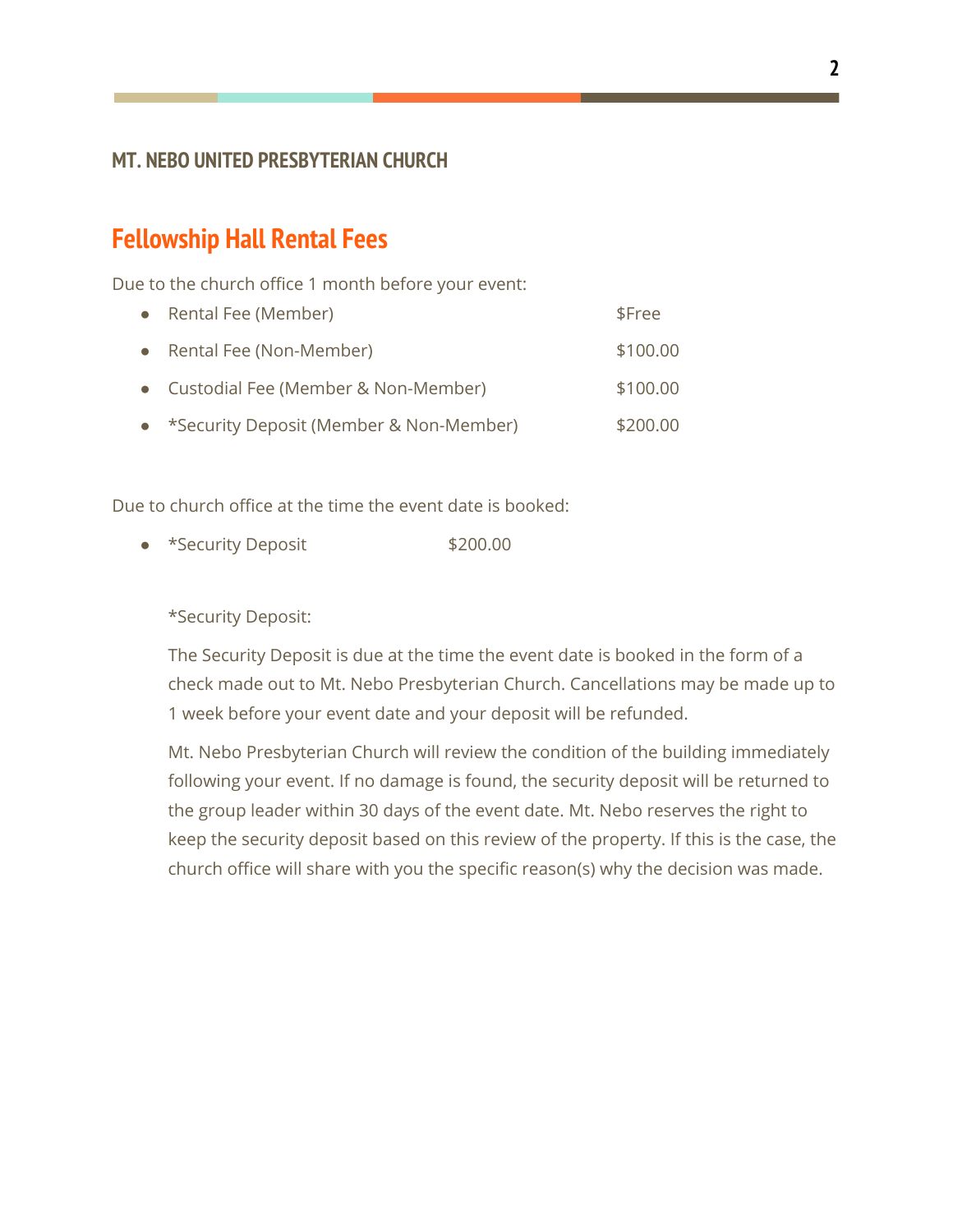**MT. NEBO UNITED PRESBYTERIAN CHURCH**

## Fellowship Hall Rental Fees

Due to the church office 1 month before your event:

- Rental Fee (Member) — $Free
- Rental Fee (Non-Member) — $100.00
- Custodial Fee (Member & Non-Member) — $100.00
- *Security Deposit (Member & Non-Member) — $200.00

Due to church office at the time the event date is booked:

- *Security Deposit — $200.00

*Security Deposit:

The Security Deposit is due at the time the event date is booked in the form of a check made out to Mt. Nebo Presbyterian Church. Cancellations may be made up to 1 week before your event date and your deposit will be refunded.

Mt. Nebo Presbyterian Church will review the condition of the building immediately following your event. If no damage is found, the security deposit will be returned to the group leader within 30 days of the event date. Mt. Nebo reserves the right to keep the security deposit based on this review of the property. If this is the case, the church office will share with you the specific reason(s) why the decision was made.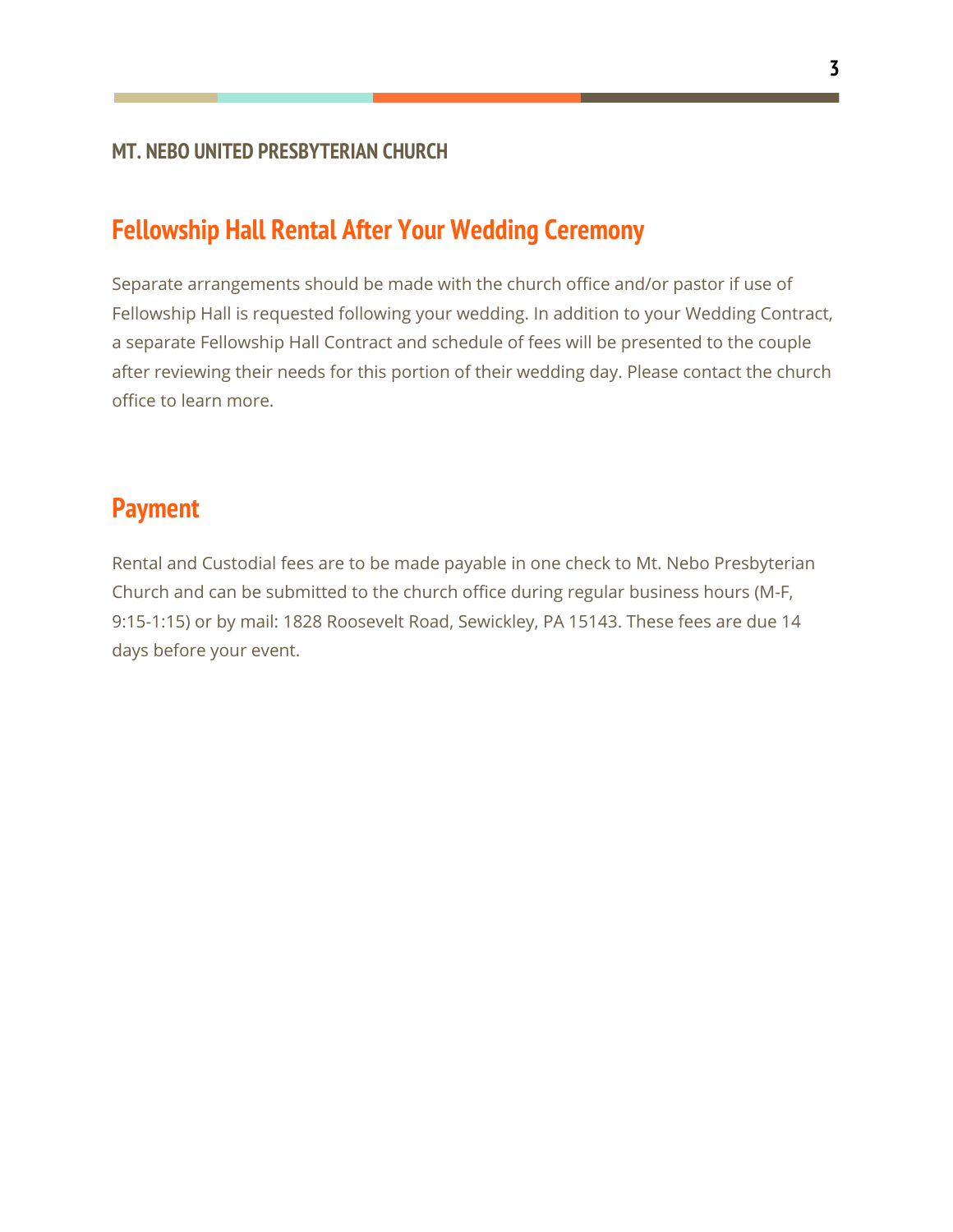## Fellowship Hall Rental After Your Wedding Ceremony

Separate arrangements should be made with the church office and/or pastor if use of Fellowship Hall is requested following your wedding. In addition to your Wedding Contract, a separate Fellowship Hall Contract and schedule of fees will be presented to the couple after reviewing their needs for this portion of their wedding day. Please contact the church office to learn more.

## Payment

Rental and Custodial fees are to be made payable in one check to Mt. Nebo Presbyterian Church and can be submitted to the church office during regular business hours (M-F, 9:15-1:15) or by mail: 1828 Roosevelt Road, Sewickley, PA 15143. These fees are due 14 days before your event.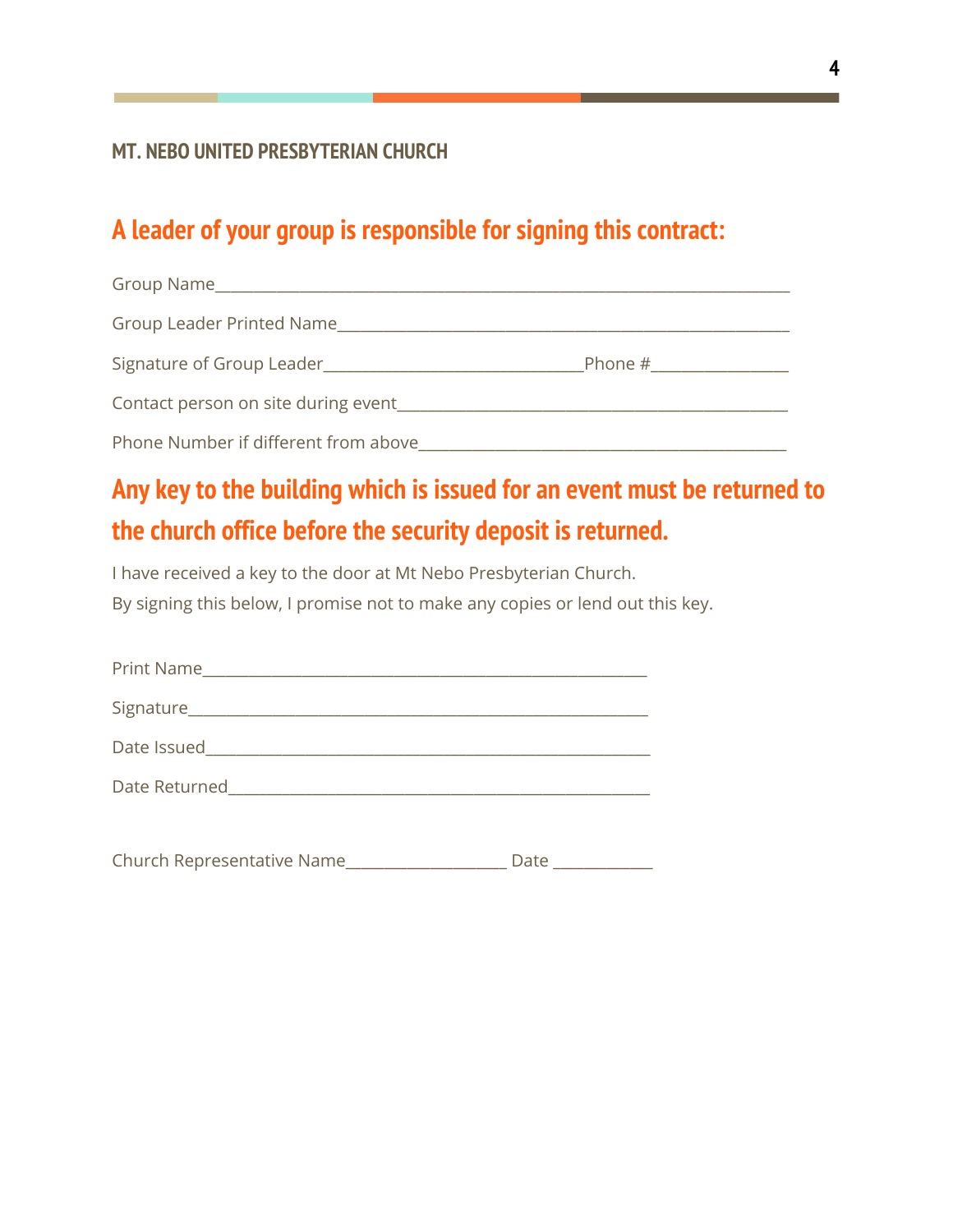MT. NEBO UNITED PRESBYTERIAN CHURCH

## A leader of your group is responsible for signing this contract:

Group Name______________________________________________________________________

Group Leader Printed Name_________________________________________________________

Signature of Group Leader______________________________Phone #________________

Contact person on site during event______________________________________________

Phone Number if different from above___________________________________________

## Any key to the building which is issued for an event must be returned to the church office before the security deposit is returned.

I have received a key to the door at Mt Nebo Presbyterian Church.
By signing this below, I promise not to make any copies or lend out this key.

Print Name____________________________________________________

Signature_____________________________________________________

Date Issued___________________________________________________

Date Returned_________________________________________________

Church Representative Name___________________ Date ____________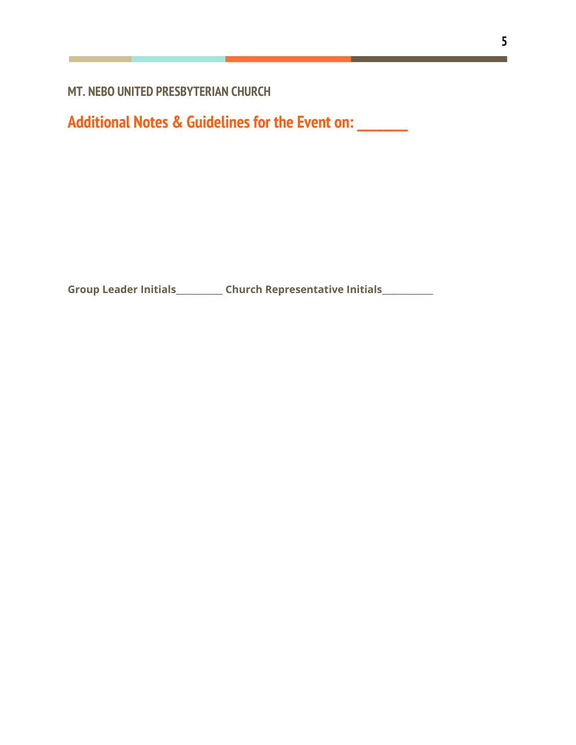MT. NEBO UNITED PRESBYTERIAN CHURCH

## Additional Notes & Guidelines for the Event on: ________

**Group Leader Initials__________ Church Representative Initials___________**